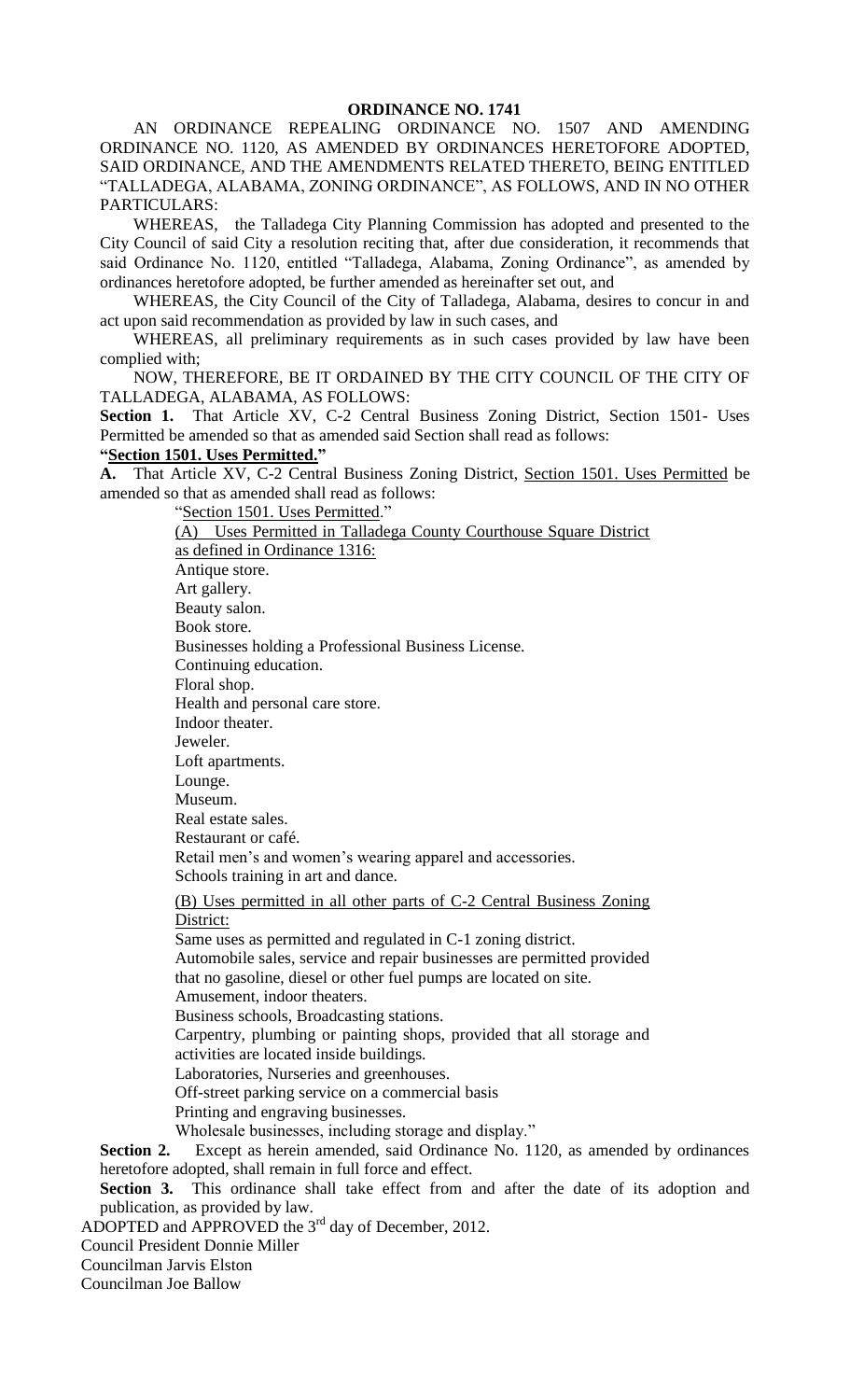**ORDINANCE NO. 1741**

AN ORDINANCE REPEALING ORDINANCE NO. 1507 AND AMENDING ORDINANCE NO. 1120, AS AMENDED BY ORDINANCES HERETOFORE ADOPTED, SAID ORDINANCE, AND THE AMENDMENTS RELATED THERETO, BEING ENTITLED "TALLADEGA, ALABAMA, ZONING ORDINANCE", AS FOLLOWS, AND IN NO OTHER PARTICULARS:

WHEREAS, the Talladega City Planning Commission has adopted and presented to the City Council of said City a resolution reciting that, after due consideration, it recommends that said Ordinance No. 1120, entitled "Talladega, Alabama, Zoning Ordinance", as amended by ordinances heretofore adopted, be further amended as hereinafter set out, and

WHEREAS, the City Council of the City of Talladega, Alabama, desires to concur in and act upon said recommendation as provided by law in such cases, and

WHEREAS, all preliminary requirements as in such cases provided by law have been complied with;

NOW, THEREFORE, BE IT ORDAINED BY THE CITY COUNCIL OF THE CITY OF TALLADEGA, ALABAMA, AS FOLLOWS:

**Section 1.** That Article XV, C-2 Central Business Zoning District, Section 1501- Uses Permitted be amended so that as amended said Section shall read as follows:

**"Section 1501. Uses Permitted."**

**A.** That Article XV, C-2 Central Business Zoning District, Section 1501. Uses Permitted be amended so that as amended shall read as follows:

"Section 1501. Uses Permitted."

(A) Uses Permitted in Talladega County Courthouse Square District as defined in Ordinance 1316:

Antique store.
Art gallery.
Beauty salon.
Book store.
Businesses holding a Professional Business License.
Continuing education.
Floral shop.
Health and personal care store.
Indoor theater.
Jeweler.
Loft apartments.
Lounge.
Museum.
Real estate sales.
Restaurant or café.
Retail men's and women's wearing apparel and accessories.
Schools training in art and dance.

(B) Uses permitted in all other parts of C-2 Central Business Zoning District:

Same uses as permitted and regulated in C-1 zoning district.
Automobile sales, service and repair businesses are permitted provided that no gasoline, diesel or other fuel pumps are located on site.
Amusement, indoor theaters.
Business schools, Broadcasting stations.
Carpentry, plumbing or painting shops, provided that all storage and activities are located inside buildings.
Laboratories, Nurseries and greenhouses.
Off-street parking service on a commercial basis
Printing and engraving businesses.
Wholesale businesses, including storage and display."

**Section 2.** Except as herein amended, said Ordinance No. 1120, as amended by ordinances heretofore adopted, shall remain in full force and effect.

**Section 3.** This ordinance shall take effect from and after the date of its adoption and publication, as provided by law.

ADOPTED and APPROVED the 3rd day of December, 2012.

Council President Donnie Miller
Councilman Jarvis Elston
Councilman Joe Ballow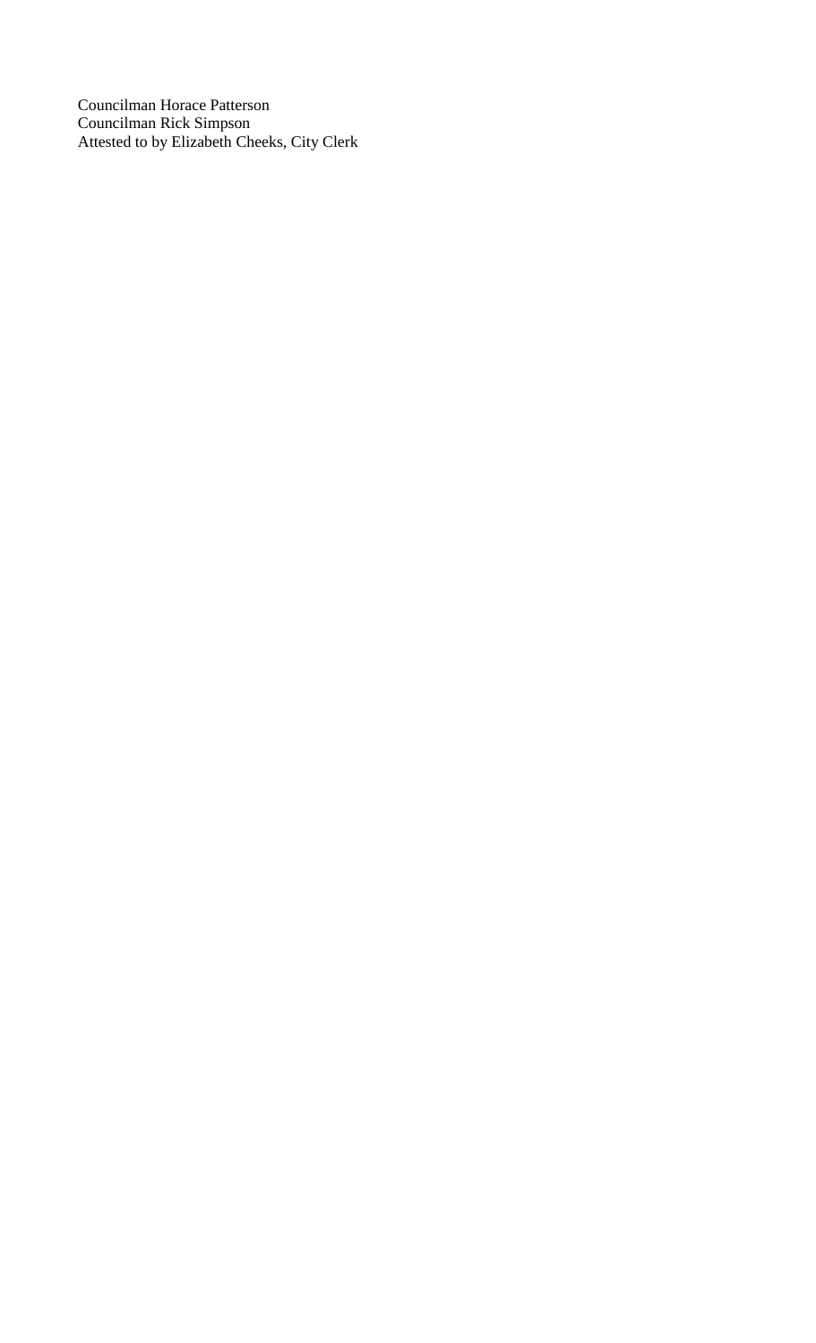Councilman Horace Patterson
Councilman Rick Simpson
Attested to by Elizabeth Cheeks, City Clerk